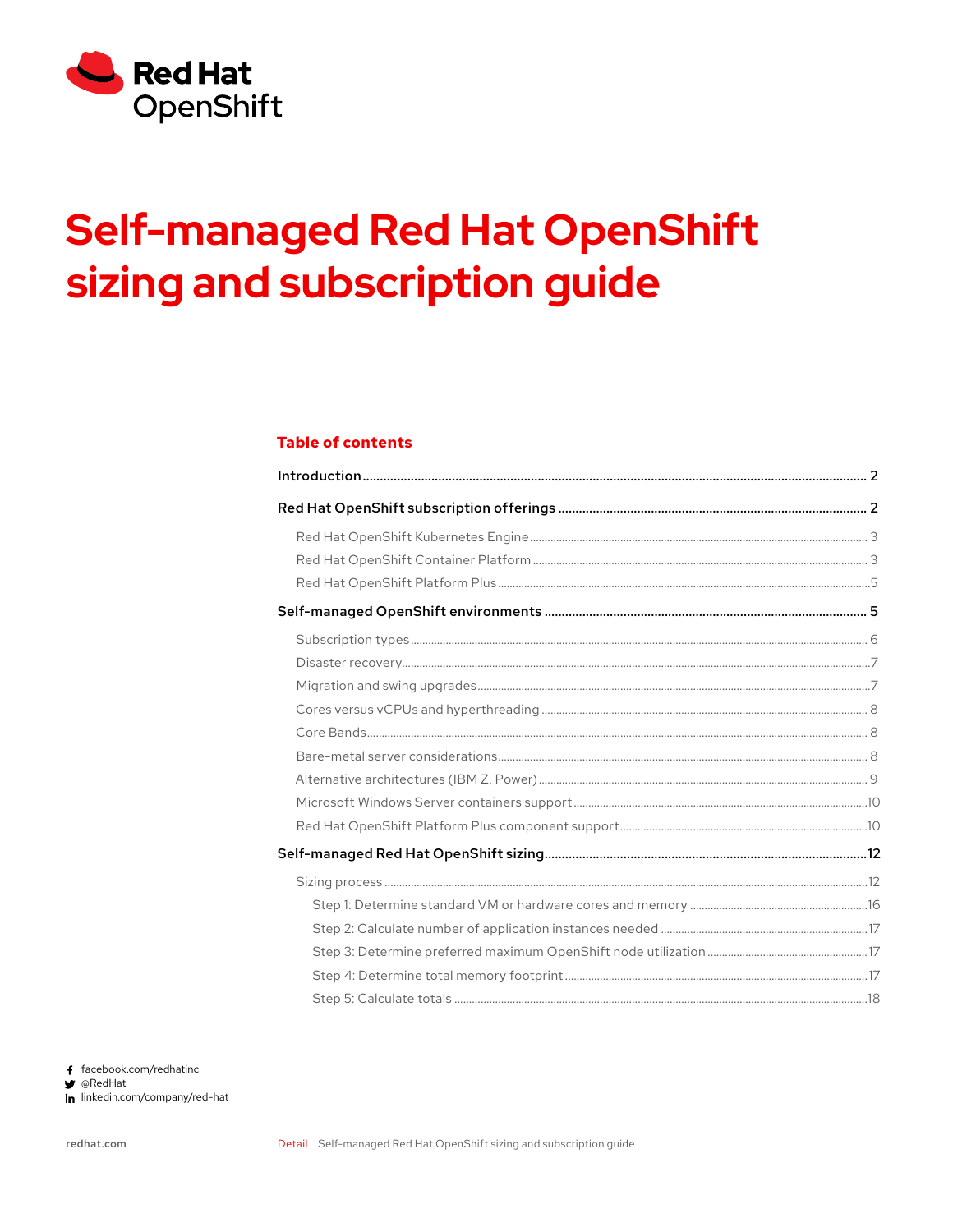Red Hat OpenShift

# Self-managed Red Hat OpenShift sizing and subscription guide

## Table of contents

- **Introduction** 2
- **Red Hat OpenShift subscription offerings** 2
  - Red Hat OpenShift Kubernetes Engine 3
  - Red Hat OpenShift Container Platform 3
  - Red Hat OpenShift Platform Plus 5
- **Self-managed OpenShift environments** 5
  - Subscription types 6
  - Disaster recovery 7
  - Migration and swing upgrades 7
  - Cores versus vCPUs and hyperthreading 8
  - Core Bands 8
  - Bare-metal server considerations 8
  - Alternative architectures (IBM Z, Power) 9
  - Microsoft Windows Server containers support 10
  - Red Hat OpenShift Platform Plus component support 10
- **Self-managed Red Hat OpenShift sizing** 12
  - Sizing process 12
    - Step 1: Determine standard VM or hardware cores and memory 16
    - Step 2: Calculate number of application instances needed 17
    - Step 3: Determine preferred maximum OpenShift node utilization 17
    - Step 4: Determine total memory footprint 17
    - Step 5: Calculate totals 18

facebook.com/redhatinc
@RedHat
linkedin.com/company/red-hat

redhat.com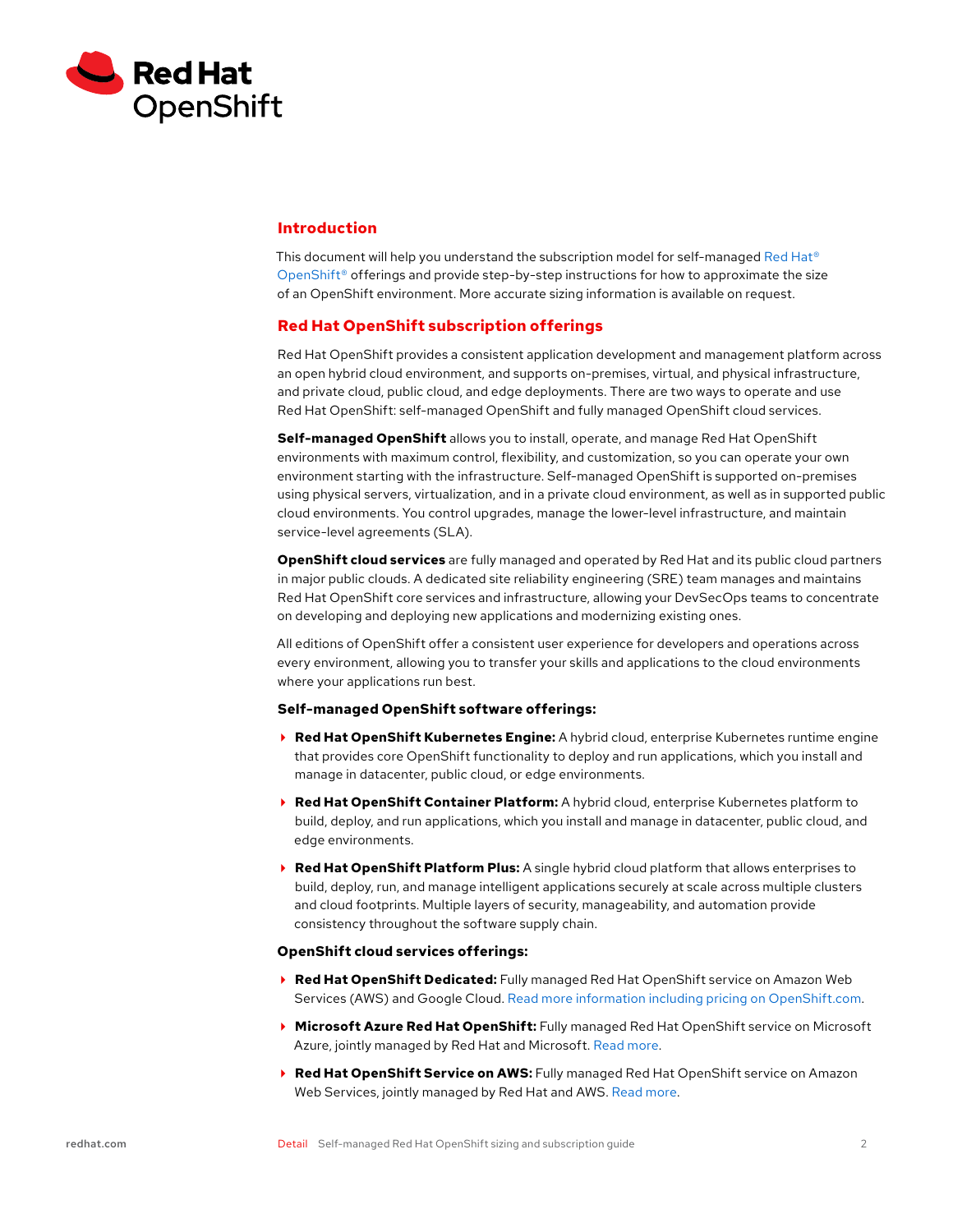## Introduction

This document will help you understand the subscription model for self-managed Red Hat® OpenShift® offerings and provide step-by-step instructions for how to approximate the size of an OpenShift environment. More accurate sizing information is available on request.

## Red Hat OpenShift subscription offerings

Red Hat OpenShift provides a consistent application development and management platform across an open hybrid cloud environment, and supports on-premises, virtual, and physical infrastructure, and private cloud, public cloud, and edge deployments. There are two ways to operate and use Red Hat OpenShift: self-managed OpenShift and fully managed OpenShift cloud services.

**Self-managed OpenShift** allows you to install, operate, and manage Red Hat OpenShift environments with maximum control, flexibility, and customization, so you can operate your own environment starting with the infrastructure. Self-managed OpenShift is supported on-premises using physical servers, virtualization, and in a private cloud environment, as well as in supported public cloud environments. You control upgrades, manage the lower-level infrastructure, and maintain service-level agreements (SLA).

**OpenShift cloud services** are fully managed and operated by Red Hat and its public cloud partners in major public clouds. A dedicated site reliability engineering (SRE) team manages and maintains Red Hat OpenShift core services and infrastructure, allowing your DevSecOps teams to concentrate on developing and deploying new applications and modernizing existing ones.

All editions of OpenShift offer a consistent user experience for developers and operations across every environment, allowing you to transfer your skills and applications to the cloud environments where your applications run best.

### Self-managed OpenShift software offerings:

- **Red Hat OpenShift Kubernetes Engine:** A hybrid cloud, enterprise Kubernetes runtime engine that provides core OpenShift functionality to deploy and run applications, which you install and manage in datacenter, public cloud, or edge environments.
- **Red Hat OpenShift Container Platform:** A hybrid cloud, enterprise Kubernetes platform to build, deploy, and run applications, which you install and manage in datacenter, public cloud, and edge environments.
- **Red Hat OpenShift Platform Plus:** A single hybrid cloud platform that allows enterprises to build, deploy, run, and manage intelligent applications securely at scale across multiple clusters and cloud footprints. Multiple layers of security, manageability, and automation provide consistency throughout the software supply chain.

### OpenShift cloud services offerings:

- **Red Hat OpenShift Dedicated:** Fully managed Red Hat OpenShift service on Amazon Web Services (AWS) and Google Cloud. Read more information including pricing on OpenShift.com.
- **Microsoft Azure Red Hat OpenShift:** Fully managed Red Hat OpenShift service on Microsoft Azure, jointly managed by Red Hat and Microsoft. Read more.
- **Red Hat OpenShift Service on AWS:** Fully managed Red Hat OpenShift service on Amazon Web Services, jointly managed by Red Hat and AWS. Read more.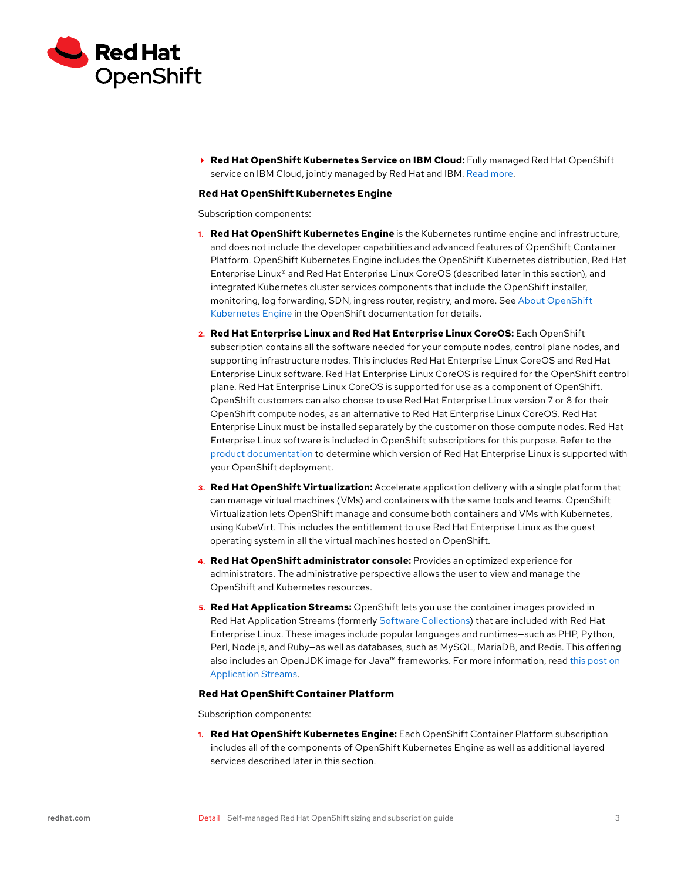- **Red Hat OpenShift Kubernetes Service on IBM Cloud:** Fully managed Red Hat OpenShift service on IBM Cloud, jointly managed by Red Hat and IBM. Read more.

### Red Hat OpenShift Kubernetes Engine

Subscription components:

1. **Red Hat OpenShift Kubernetes Engine** is the Kubernetes runtime engine and infrastructure, and does not include the developer capabilities and advanced features of OpenShift Container Platform. OpenShift Kubernetes Engine includes the OpenShift Kubernetes distribution, Red Hat Enterprise Linux® and Red Hat Enterprise Linux CoreOS (described later in this section), and integrated Kubernetes cluster services components that include the OpenShift installer, monitoring, log forwarding, SDN, ingress router, registry, and more. See About OpenShift Kubernetes Engine in the OpenShift documentation for details.
2. **Red Hat Enterprise Linux and Red Hat Enterprise Linux CoreOS:** Each OpenShift subscription contains all the software needed for your compute nodes, control plane nodes, and supporting infrastructure nodes. This includes Red Hat Enterprise Linux CoreOS and Red Hat Enterprise Linux software. Red Hat Enterprise Linux CoreOS is required for the OpenShift control plane. Red Hat Enterprise Linux CoreOS is supported for use as a component of OpenShift. OpenShift customers can also choose to use Red Hat Enterprise Linux version 7 or 8 for their OpenShift compute nodes, as an alternative to Red Hat Enterprise Linux CoreOS. Red Hat Enterprise Linux must be installed separately by the customer on those compute nodes. Red Hat Enterprise Linux software is included in OpenShift subscriptions for this purpose. Refer to the product documentation to determine which version of Red Hat Enterprise Linux is supported with your OpenShift deployment.
3. **Red Hat OpenShift Virtualization:** Accelerate application delivery with a single platform that can manage virtual machines (VMs) and containers with the same tools and teams. OpenShift Virtualization lets OpenShift manage and consume both containers and VMs with Kubernetes, using KubeVirt. This includes the entitlement to use Red Hat Enterprise Linux as the guest operating system in all the virtual machines hosted on OpenShift.
4. **Red Hat OpenShift administrator console:** Provides an optimized experience for administrators. The administrative perspective allows the user to view and manage the OpenShift and Kubernetes resources.
5. **Red Hat Application Streams:** OpenShift lets you use the container images provided in Red Hat Application Streams (formerly Software Collections) that are included with Red Hat Enterprise Linux. These images include popular languages and runtimes—such as PHP, Python, Perl, Node.js, and Ruby—as well as databases, such as MySQL, MariaDB, and Redis. This offering also includes an OpenJDK image for Java™ frameworks. For more information, read this post on Application Streams.

### Red Hat OpenShift Container Platform

Subscription components:

1. **Red Hat OpenShift Kubernetes Engine:** Each OpenShift Container Platform subscription includes all of the components of OpenShift Kubernetes Engine as well as additional layered services described later in this section.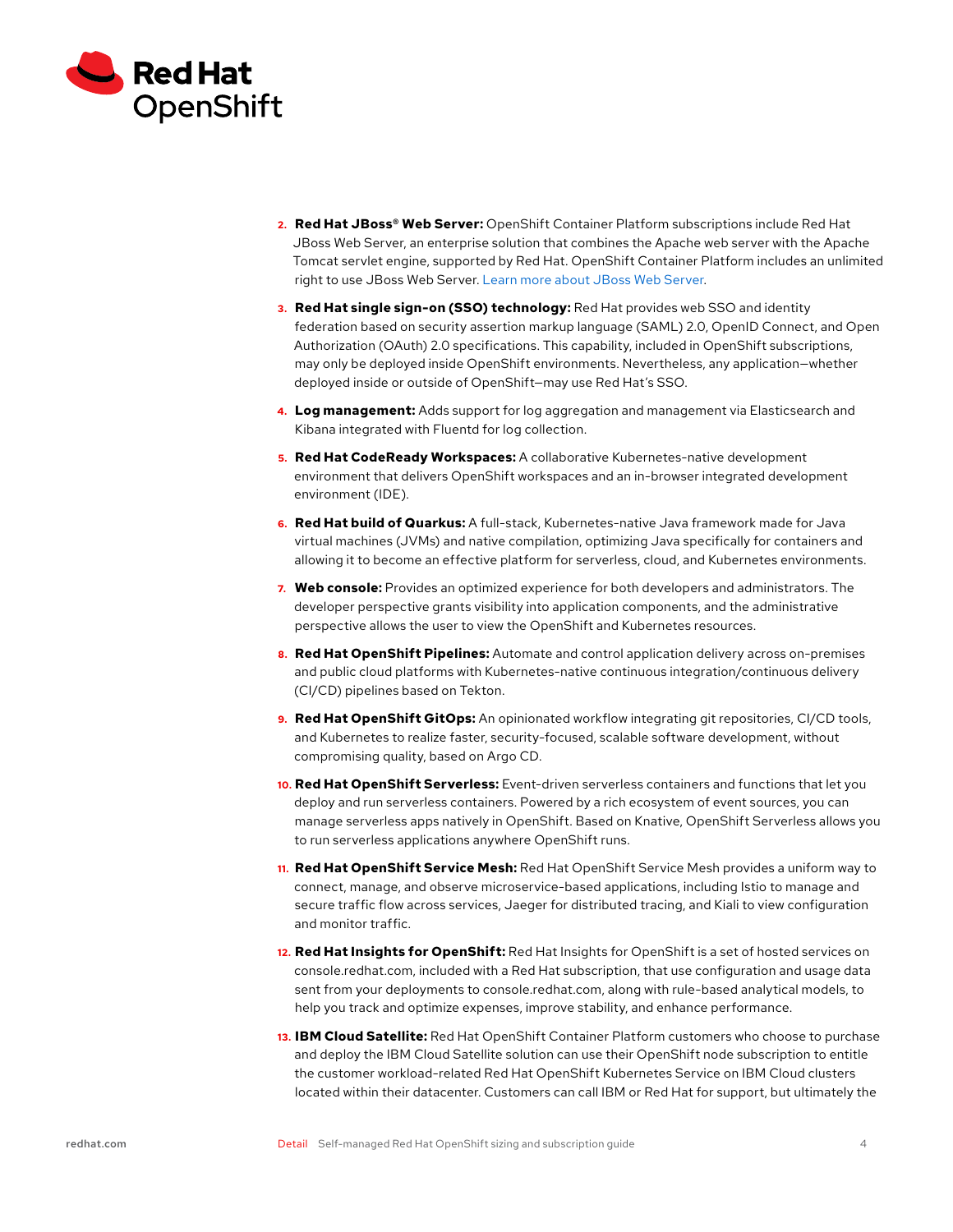2. **Red Hat JBoss® Web Server:** OpenShift Container Platform subscriptions include Red Hat JBoss Web Server, an enterprise solution that combines the Apache web server with the Apache Tomcat servlet engine, supported by Red Hat. OpenShift Container Platform includes an unlimited right to use JBoss Web Server. Learn more about JBoss Web Server.

3. **Red Hat single sign-on (SSO) technology:** Red Hat provides web SSO and identity federation based on security assertion markup language (SAML) 2.0, OpenID Connect, and Open Authorization (OAuth) 2.0 specifications. This capability, included in OpenShift subscriptions, may only be deployed inside OpenShift environments. Nevertheless, any application—whether deployed inside or outside of OpenShift—may use Red Hat's SSO.

4. **Log management:** Adds support for log aggregation and management via Elasticsearch and Kibana integrated with Fluentd for log collection.

5. **Red Hat CodeReady Workspaces:** A collaborative Kubernetes-native development environment that delivers OpenShift workspaces and an in-browser integrated development environment (IDE).

6. **Red Hat build of Quarkus:** A full-stack, Kubernetes-native Java framework made for Java virtual machines (JVMs) and native compilation, optimizing Java specifically for containers and allowing it to become an effective platform for serverless, cloud, and Kubernetes environments.

7. **Web console:** Provides an optimized experience for both developers and administrators. The developer perspective grants visibility into application components, and the administrative perspective allows the user to view the OpenShift and Kubernetes resources.

8. **Red Hat OpenShift Pipelines:** Automate and control application delivery across on-premises and public cloud platforms with Kubernetes-native continuous integration/continuous delivery (CI/CD) pipelines based on Tekton.

9. **Red Hat OpenShift GitOps:** An opinionated workflow integrating git repositories, CI/CD tools, and Kubernetes to realize faster, security-focused, scalable software development, without compromising quality, based on Argo CD.

10. **Red Hat OpenShift Serverless:** Event-driven serverless containers and functions that let you deploy and run serverless containers. Powered by a rich ecosystem of event sources, you can manage serverless apps natively in OpenShift. Based on Knative, OpenShift Serverless allows you to run serverless applications anywhere OpenShift runs.

11. **Red Hat OpenShift Service Mesh:** Red Hat OpenShift Service Mesh provides a uniform way to connect, manage, and observe microservice-based applications, including Istio to manage and secure traffic flow across services, Jaeger for distributed tracing, and Kiali to view configuration and monitor traffic.

12. **Red Hat Insights for OpenShift:** Red Hat Insights for OpenShift is a set of hosted services on console.redhat.com, included with a Red Hat subscription, that use configuration and usage data sent from your deployments to console.redhat.com, along with rule-based analytical models, to help you track and optimize expenses, improve stability, and enhance performance.

13. **IBM Cloud Satellite:** Red Hat OpenShift Container Platform customers who choose to purchase and deploy the IBM Cloud Satellite solution can use their OpenShift node subscription to entitle the customer workload-related Red Hat OpenShift Kubernetes Service on IBM Cloud clusters located within their datacenter. Customers can call IBM or Red Hat for support, but ultimately the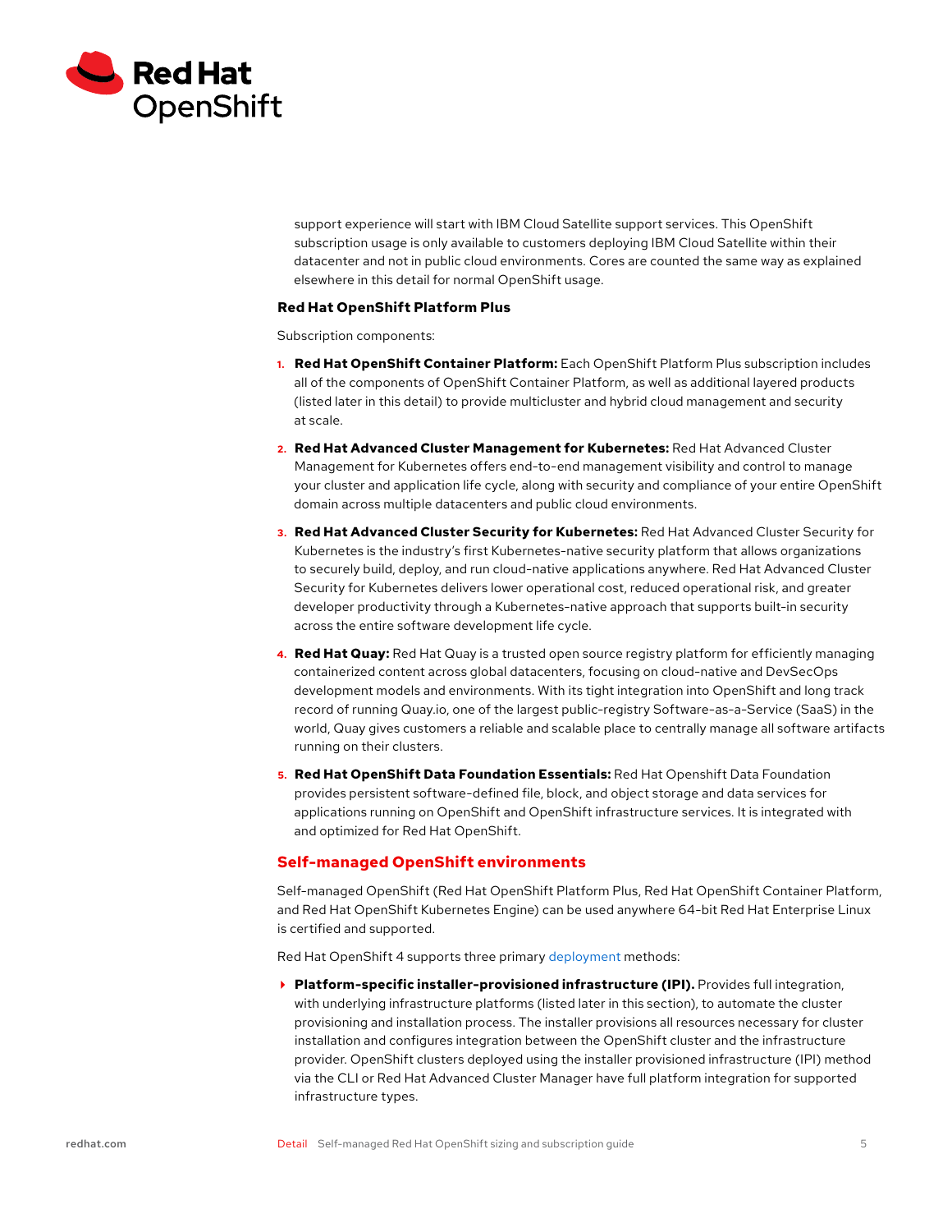support experience will start with IBM Cloud Satellite support services. This OpenShift subscription usage is only available to customers deploying IBM Cloud Satellite within their datacenter and not in public cloud environments. Cores are counted the same way as explained elsewhere in this detail for normal OpenShift usage.

### Red Hat OpenShift Platform Plus

Subscription components:

1. **Red Hat OpenShift Container Platform:** Each OpenShift Platform Plus subscription includes all of the components of OpenShift Container Platform, as well as additional layered products (listed later in this detail) to provide multicluster and hybrid cloud management and security at scale.
2. **Red Hat Advanced Cluster Management for Kubernetes:** Red Hat Advanced Cluster Management for Kubernetes offers end-to-end management visibility and control to manage your cluster and application life cycle, along with security and compliance of your entire OpenShift domain across multiple datacenters and public cloud environments.
3. **Red Hat Advanced Cluster Security for Kubernetes:** Red Hat Advanced Cluster Security for Kubernetes is the industry's first Kubernetes-native security platform that allows organizations to securely build, deploy, and run cloud-native applications anywhere. Red Hat Advanced Cluster Security for Kubernetes delivers lower operational cost, reduced operational risk, and greater developer productivity through a Kubernetes-native approach that supports built-in security across the entire software development life cycle.
4. **Red Hat Quay:** Red Hat Quay is a trusted open source registry platform for efficiently managing containerized content across global datacenters, focusing on cloud-native and DevSecOps development models and environments. With its tight integration into OpenShift and long track record of running Quay.io, one of the largest public-registry Software-as-a-Service (SaaS) in the world, Quay gives customers a reliable and scalable place to centrally manage all software artifacts running on their clusters.
5. **Red Hat OpenShift Data Foundation Essentials:** Red Hat Openshift Data Foundation provides persistent software-defined file, block, and object storage and data services for applications running on OpenShift and OpenShift infrastructure services. It is integrated with and optimized for Red Hat OpenShift.

## Self-managed OpenShift environments

Self-managed OpenShift (Red Hat OpenShift Platform Plus, Red Hat OpenShift Container Platform, and Red Hat OpenShift Kubernetes Engine) can be used anywhere 64-bit Red Hat Enterprise Linux is certified and supported.

Red Hat OpenShift 4 supports three primary deployment methods:

- **Platform-specific installer-provisioned infrastructure (IPI).** Provides full integration, with underlying infrastructure platforms (listed later in this section), to automate the cluster provisioning and installation process. The installer provisions all resources necessary for cluster installation and configures integration between the OpenShift cluster and the infrastructure provider. OpenShift clusters deployed using the installer provisioned infrastructure (IPI) method via the CLI or Red Hat Advanced Cluster Manager have full platform integration for supported infrastructure types.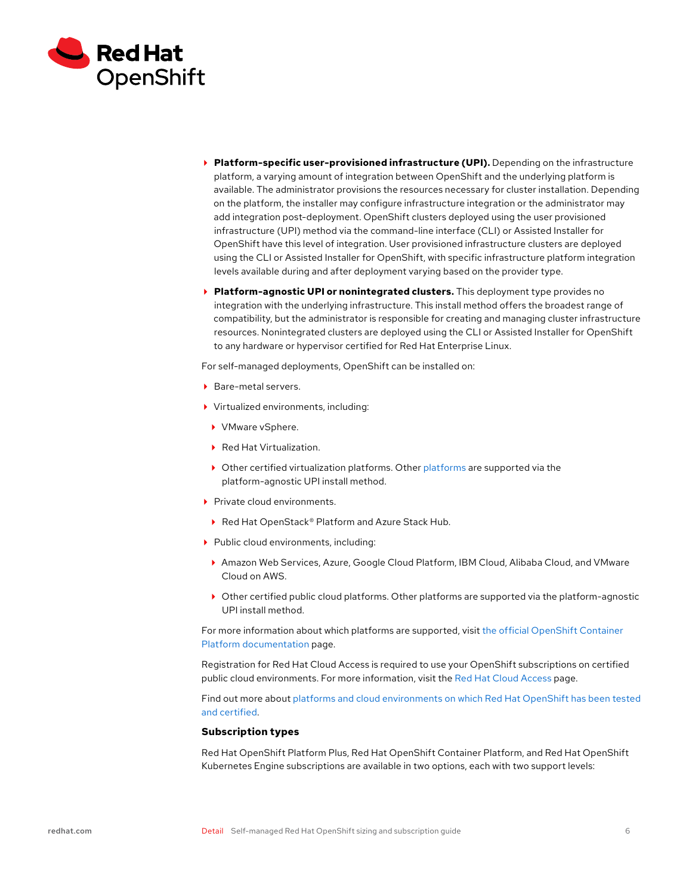- **Platform-specific user-provisioned infrastructure (UPI).** Depending on the infrastructure platform, a varying amount of integration between OpenShift and the underlying platform is available. The administrator provisions the resources necessary for cluster installation. Depending on the platform, the installer may configure infrastructure integration or the administrator may add integration post-deployment. OpenShift clusters deployed using the user provisioned infrastructure (UPI) method via the command-line interface (CLI) or Assisted Installer for OpenShift have this level of integration. User provisioned infrastructure clusters are deployed using the CLI or Assisted Installer for OpenShift, with specific infrastructure platform integration levels available during and after deployment varying based on the provider type.
- **Platform-agnostic UPI or nonintegrated clusters.** This deployment type provides no integration with the underlying infrastructure. This install method offers the broadest range of compatibility, but the administrator is responsible for creating and managing cluster infrastructure resources. Nonintegrated clusters are deployed using the CLI or Assisted Installer for OpenShift to any hardware or hypervisor certified for Red Hat Enterprise Linux.

For self-managed deployments, OpenShift can be installed on:

- Bare-metal servers.
- Virtualized environments, including:
  - VMware vSphere.
  - Red Hat Virtualization.
  - Other certified virtualization platforms. Other platforms are supported via the platform-agnostic UPI install method.
- Private cloud environments.
  - Red Hat OpenStack® Platform and Azure Stack Hub.
- Public cloud environments, including:
  - Amazon Web Services, Azure, Google Cloud Platform, IBM Cloud, Alibaba Cloud, and VMware Cloud on AWS.
  - Other certified public cloud platforms. Other platforms are supported via the platform-agnostic UPI install method.

For more information about which platforms are supported, visit the official OpenShift Container Platform documentation page.

Registration for Red Hat Cloud Access is required to use your OpenShift subscriptions on certified public cloud environments. For more information, visit the Red Hat Cloud Access page.

Find out more about platforms and cloud environments on which Red Hat OpenShift has been tested and certified.

### Subscription types

Red Hat OpenShift Platform Plus, Red Hat OpenShift Container Platform, and Red Hat OpenShift Kubernetes Engine subscriptions are available in two options, each with two support levels: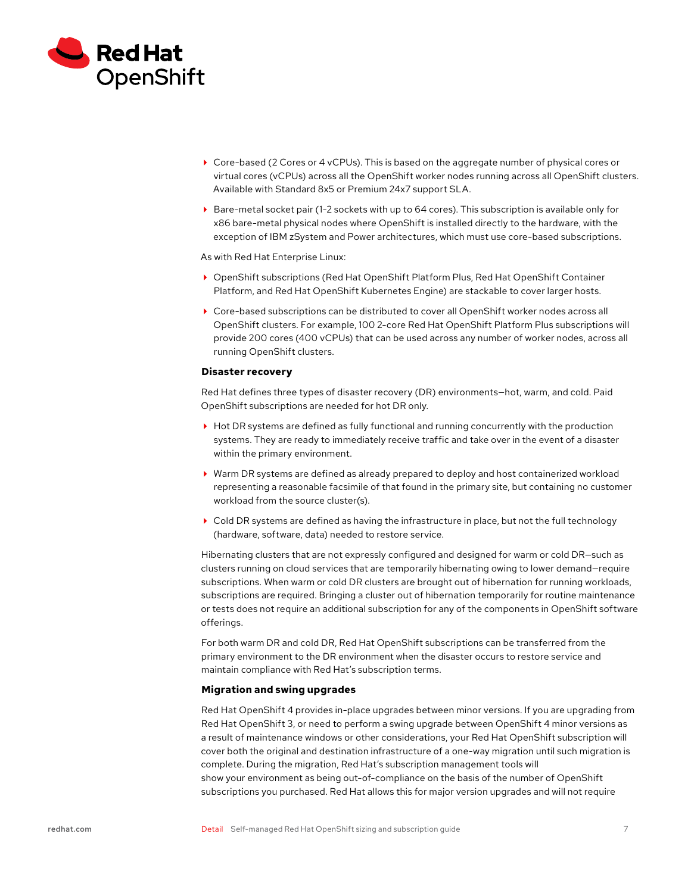- Core-based (2 Cores or 4 vCPUs). This is based on the aggregate number of physical cores or virtual cores (vCPUs) across all the OpenShift worker nodes running across all OpenShift clusters. Available with Standard 8x5 or Premium 24x7 support SLA.
- Bare-metal socket pair (1-2 sockets with up to 64 cores). This subscription is available only for x86 bare-metal physical nodes where OpenShift is installed directly to the hardware, with the exception of IBM zSystem and Power architectures, which must use core-based subscriptions.

As with Red Hat Enterprise Linux:

- OpenShift subscriptions (Red Hat OpenShift Platform Plus, Red Hat OpenShift Container Platform, and Red Hat OpenShift Kubernetes Engine) are stackable to cover larger hosts.
- Core-based subscriptions can be distributed to cover all OpenShift worker nodes across all OpenShift clusters. For example, 100 2-core Red Hat OpenShift Platform Plus subscriptions will provide 200 cores (400 vCPUs) that can be used across any number of worker nodes, across all running OpenShift clusters.

### Disaster recovery

Red Hat defines three types of disaster recovery (DR) environments—hot, warm, and cold. Paid OpenShift subscriptions are needed for hot DR only.

- Hot DR systems are defined as fully functional and running concurrently with the production systems. They are ready to immediately receive traffic and take over in the event of a disaster within the primary environment.
- Warm DR systems are defined as already prepared to deploy and host containerized workload representing a reasonable facsimile of that found in the primary site, but containing no customer workload from the source cluster(s).
- Cold DR systems are defined as having the infrastructure in place, but not the full technology (hardware, software, data) needed to restore service.

Hibernating clusters that are not expressly configured and designed for warm or cold DR—such as clusters running on cloud services that are temporarily hibernating owing to lower demand—require subscriptions. When warm or cold DR clusters are brought out of hibernation for running workloads, subscriptions are required. Bringing a cluster out of hibernation temporarily for routine maintenance or tests does not require an additional subscription for any of the components in OpenShift software offerings.

For both warm DR and cold DR, Red Hat OpenShift subscriptions can be transferred from the primary environment to the DR environment when the disaster occurs to restore service and maintain compliance with Red Hat's subscription terms.

### Migration and swing upgrades

Red Hat OpenShift 4 provides in-place upgrades between minor versions. If you are upgrading from Red Hat OpenShift 3, or need to perform a swing upgrade between OpenShift 4 minor versions as a result of maintenance windows or other considerations, your Red Hat OpenShift subscription will cover both the original and destination infrastructure of a one-way migration until such migration is complete. During the migration, Red Hat's subscription management tools will show your environment as being out-of-compliance on the basis of the number of OpenShift subscriptions you purchased. Red Hat allows this for major version upgrades and will not require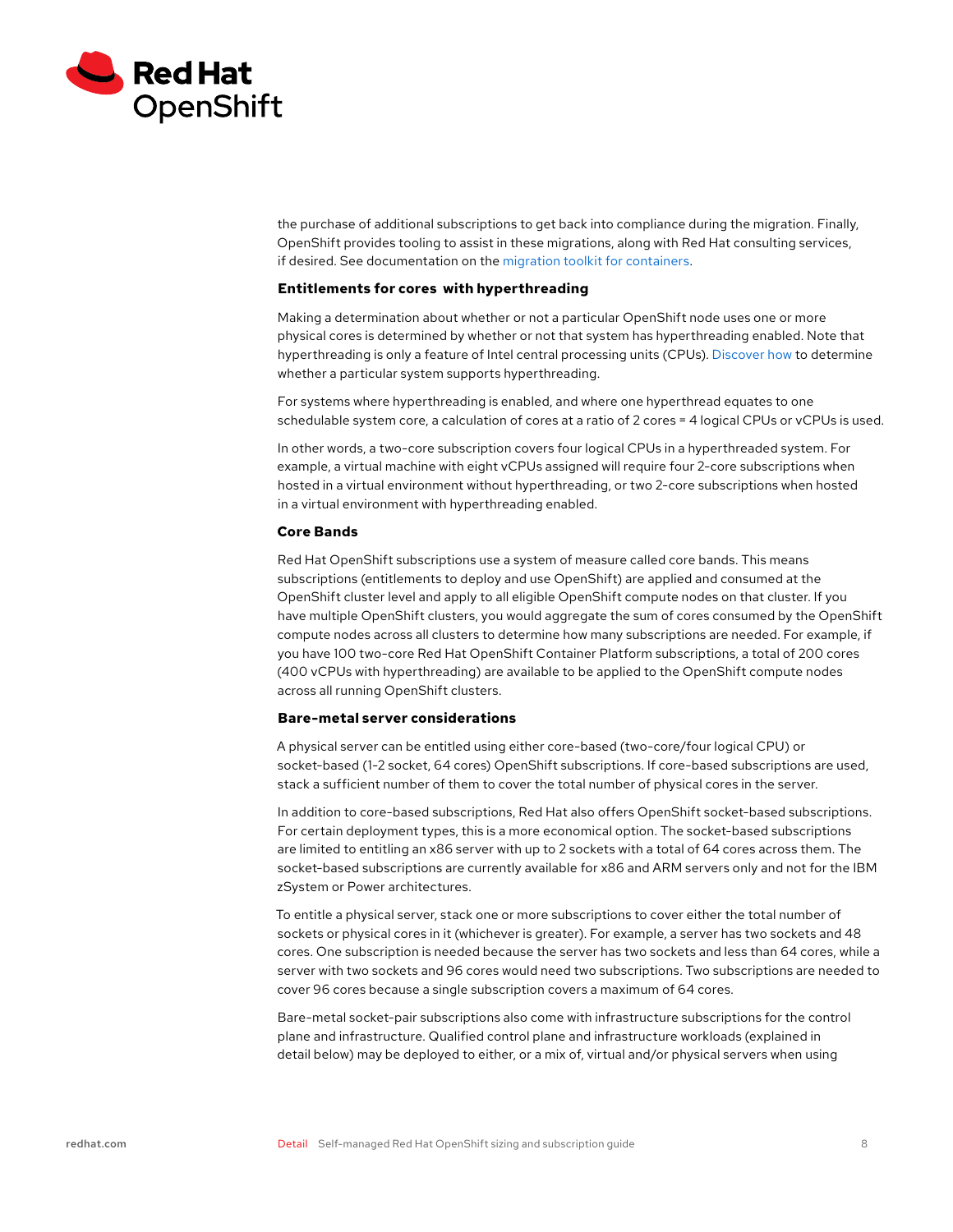the purchase of additional subscriptions to get back into compliance during the migration. Finally, OpenShift provides tooling to assist in these migrations, along with Red Hat consulting services, if desired. See documentation on the migration toolkit for containers.

### Entitlements for cores with hyperthreading

Making a determination about whether or not a particular OpenShift node uses one or more physical cores is determined by whether or not that system has hyperthreading enabled. Note that hyperthreading is only a feature of Intel central processing units (CPUs). Discover how to determine whether a particular system supports hyperthreading.

For systems where hyperthreading is enabled, and where one hyperthread equates to one schedulable system core, a calculation of cores at a ratio of 2 cores = 4 logical CPUs or vCPUs is used.

In other words, a two-core subscription covers four logical CPUs in a hyperthreaded system. For example, a virtual machine with eight vCPUs assigned will require four 2-core subscriptions when hosted in a virtual environment without hyperthreading, or two 2-core subscriptions when hosted in a virtual environment with hyperthreading enabled.

### Core Bands

Red Hat OpenShift subscriptions use a system of measure called core bands. This means subscriptions (entitlements to deploy and use OpenShift) are applied and consumed at the OpenShift cluster level and apply to all eligible OpenShift compute nodes on that cluster. If you have multiple OpenShift clusters, you would aggregate the sum of cores consumed by the OpenShift compute nodes across all clusters to determine how many subscriptions are needed. For example, if you have 100 two-core Red Hat OpenShift Container Platform subscriptions, a total of 200 cores (400 vCPUs with hyperthreading) are available to be applied to the OpenShift compute nodes across all running OpenShift clusters.

### Bare-metal server considerations

A physical server can be entitled using either core-based (two-core/four logical CPU) or socket-based (1-2 socket, 64 cores) OpenShift subscriptions. If core-based subscriptions are used, stack a sufficient number of them to cover the total number of physical cores in the server.

In addition to core-based subscriptions, Red Hat also offers OpenShift socket-based subscriptions. For certain deployment types, this is a more economical option. The socket-based subscriptions are limited to entitling an x86 server with up to 2 sockets with a total of 64 cores across them. The socket-based subscriptions are currently available for x86 and ARM servers only and not for the IBM zSystem or Power architectures.

To entitle a physical server, stack one or more subscriptions to cover either the total number of sockets or physical cores in it (whichever is greater). For example, a server has two sockets and 48 cores. One subscription is needed because the server has two sockets and less than 64 cores, while a server with two sockets and 96 cores would need two subscriptions. Two subscriptions are needed to cover 96 cores because a single subscription covers a maximum of 64 cores.

Bare-metal socket-pair subscriptions also come with infrastructure subscriptions for the control plane and infrastructure. Qualified control plane and infrastructure workloads (explained in detail below) may be deployed to either, or a mix of, virtual and/or physical servers when using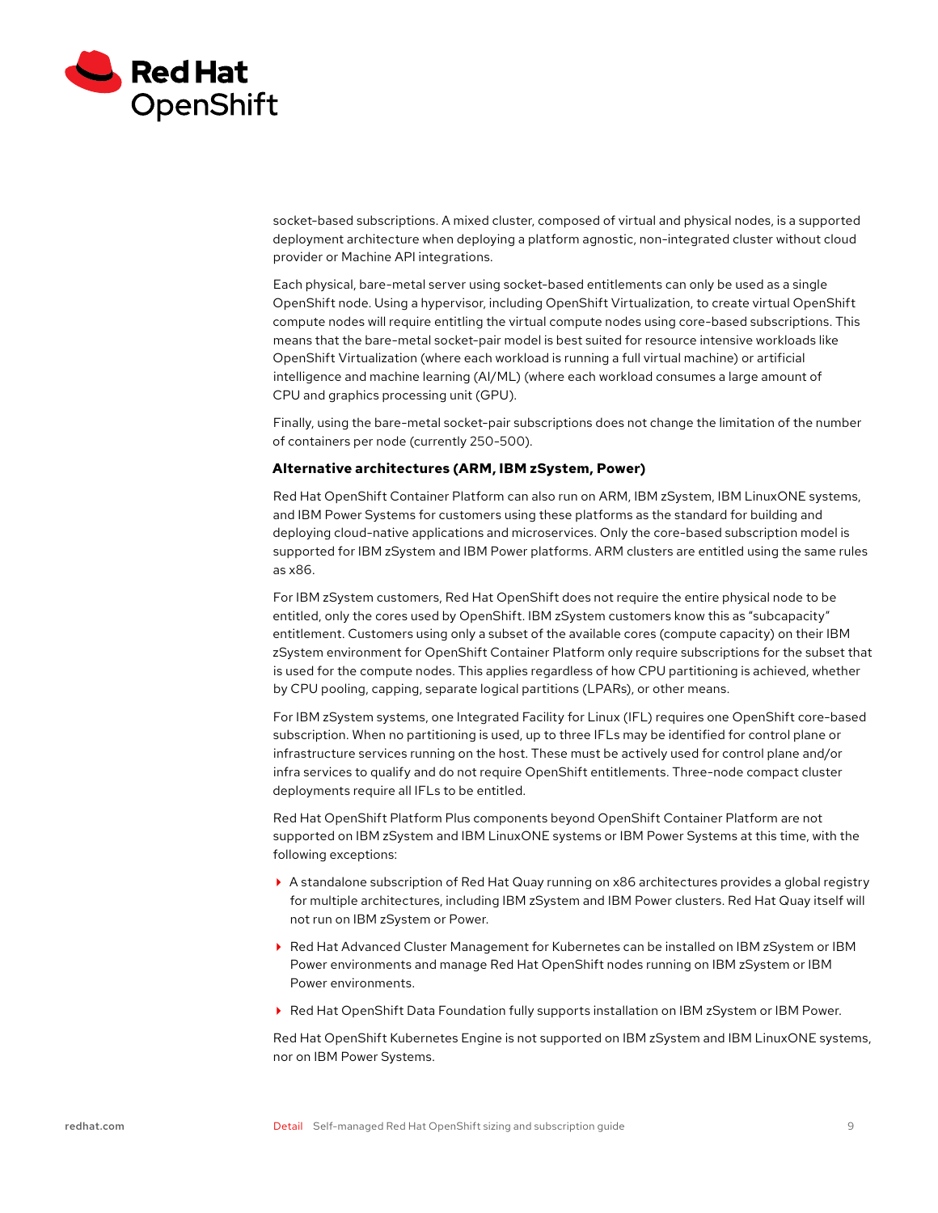socket-based subscriptions. A mixed cluster, composed of virtual and physical nodes, is a supported deployment architecture when deploying a platform agnostic, non-integrated cluster without cloud provider or Machine API integrations.

Each physical, bare-metal server using socket-based entitlements can only be used as a single OpenShift node. Using a hypervisor, including OpenShift Virtualization, to create virtual OpenShift compute nodes will require entitling the virtual compute nodes using core-based subscriptions. This means that the bare-metal socket-pair model is best suited for resource intensive workloads like OpenShift Virtualization (where each workload is running a full virtual machine) or artificial intelligence and machine learning (AI/ML) (where each workload consumes a large amount of CPU and graphics processing unit (GPU).

Finally, using the bare-metal socket-pair subscriptions does not change the limitation of the number of containers per node (currently 250-500).

**Alternative architectures (ARM, IBM zSystem, Power)**

Red Hat OpenShift Container Platform can also run on ARM, IBM zSystem, IBM LinuxONE systems, and IBM Power Systems for customers using these platforms as the standard for building and deploying cloud-native applications and microservices. Only the core-based subscription model is supported for IBM zSystem and IBM Power platforms. ARM clusters are entitled using the same rules as x86.

For IBM zSystem customers, Red Hat OpenShift does not require the entire physical node to be entitled, only the cores used by OpenShift. IBM zSystem customers know this as "subcapacity" entitlement. Customers using only a subset of the available cores (compute capacity) on their IBM zSystem environment for OpenShift Container Platform only require subscriptions for the subset that is used for the compute nodes. This applies regardless of how CPU partitioning is achieved, whether by CPU pooling, capping, separate logical partitions (LPARs), or other means.

For IBM zSystem systems, one Integrated Facility for Linux (IFL) requires one OpenShift core-based subscription. When no partitioning is used, up to three IFLs may be identified for control plane or infrastructure services running on the host. These must be actively used for control plane and/or infra services to qualify and do not require OpenShift entitlements. Three-node compact cluster deployments require all IFLs to be entitled.

Red Hat OpenShift Platform Plus components beyond OpenShift Container Platform are not supported on IBM zSystem and IBM LinuxONE systems or IBM Power Systems at this time, with the following exceptions:

- A standalone subscription of Red Hat Quay running on x86 architectures provides a global registry for multiple architectures, including IBM zSystem and IBM Power clusters. Red Hat Quay itself will not run on IBM zSystem or Power.
- Red Hat Advanced Cluster Management for Kubernetes can be installed on IBM zSystem or IBM Power environments and manage Red Hat OpenShift nodes running on IBM zSystem or IBM Power environments.
- Red Hat OpenShift Data Foundation fully supports installation on IBM zSystem or IBM Power.

Red Hat OpenShift Kubernetes Engine is not supported on IBM zSystem and IBM LinuxONE systems, nor on IBM Power Systems.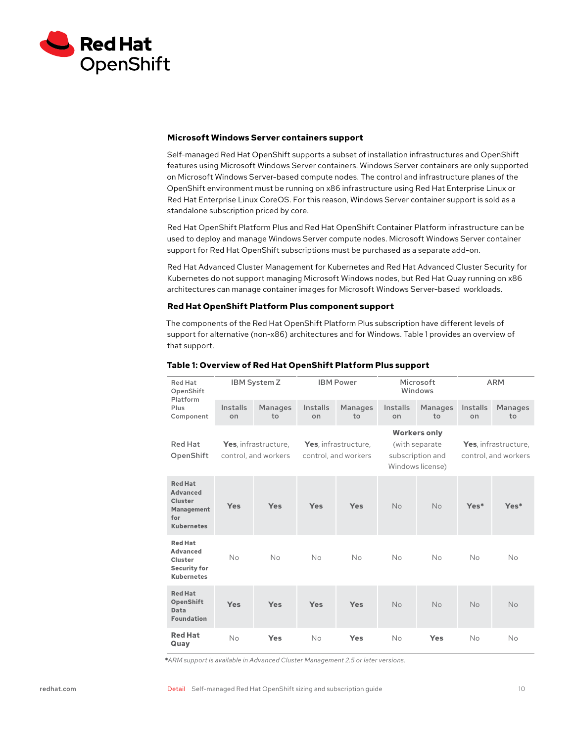### Microsoft Windows Server containers support

Self-managed Red Hat OpenShift supports a subset of installation infrastructures and OpenShift features using Microsoft Windows Server containers. Windows Server containers are only supported on Microsoft Windows Server-based compute nodes. The control and infrastructure planes of the OpenShift environment must be running on x86 infrastructure using Red Hat Enterprise Linux or Red Hat Enterprise Linux CoreOS. For this reason, Windows Server container support is sold as a standalone subscription priced by core.

Red Hat OpenShift Platform Plus and Red Hat OpenShift Container Platform infrastructure can be used to deploy and manage Windows Server compute nodes. Microsoft Windows Server container support for Red Hat OpenShift subscriptions must be purchased as a separate add-on.

Red Hat Advanced Cluster Management for Kubernetes and Red Hat Advanced Cluster Security for Kubernetes do not support managing Microsoft Windows nodes, but Red Hat Quay running on x86 architectures can manage container images for Microsoft Windows Server-based workloads.

### Red Hat OpenShift Platform Plus component support

The components of the Red Hat OpenShift Platform Plus subscription have different levels of support for alternative (non-x86) architectures and for Windows. Table 1 provides an overview of that support.

**Table 1: Overview of Red Hat OpenShift Platform Plus support**

| Red Hat OpenShift Platform Plus Component | IBM System Z | | IBM Power | | Microsoft Windows | | ARM | |
|---|---|---|---|---|---|---|---|---|
| | Installs on | Manages to | Installs on | Manages to | Installs on | Manages to | Installs on | Manages to |
| Red Hat OpenShift | **Yes**, infrastructure, control, and workers | | **Yes**, infrastructure, control, and workers | | **Workers only** (with separate subscription and Windows license) | | **Yes**, infrastructure, control, and workers | |
| **Red Hat Advanced Cluster Management for Kubernetes** | **Yes** | **Yes** | **Yes** | **Yes** | No | No | **Yes*** | **Yes*** |
| **Red Hat Advanced Cluster Security for Kubernetes** | No | No | No | No | No | No | No | No |
| **Red Hat OpenShift Data Foundation** | **Yes** | **Yes** | **Yes** | **Yes** | No | No | No | No |
| **Red Hat Quay** | No | **Yes** | No | **Yes** | No | **Yes** | No | No |

**\***ARM support is available in Advanced Cluster Management 2.5 or later versions.*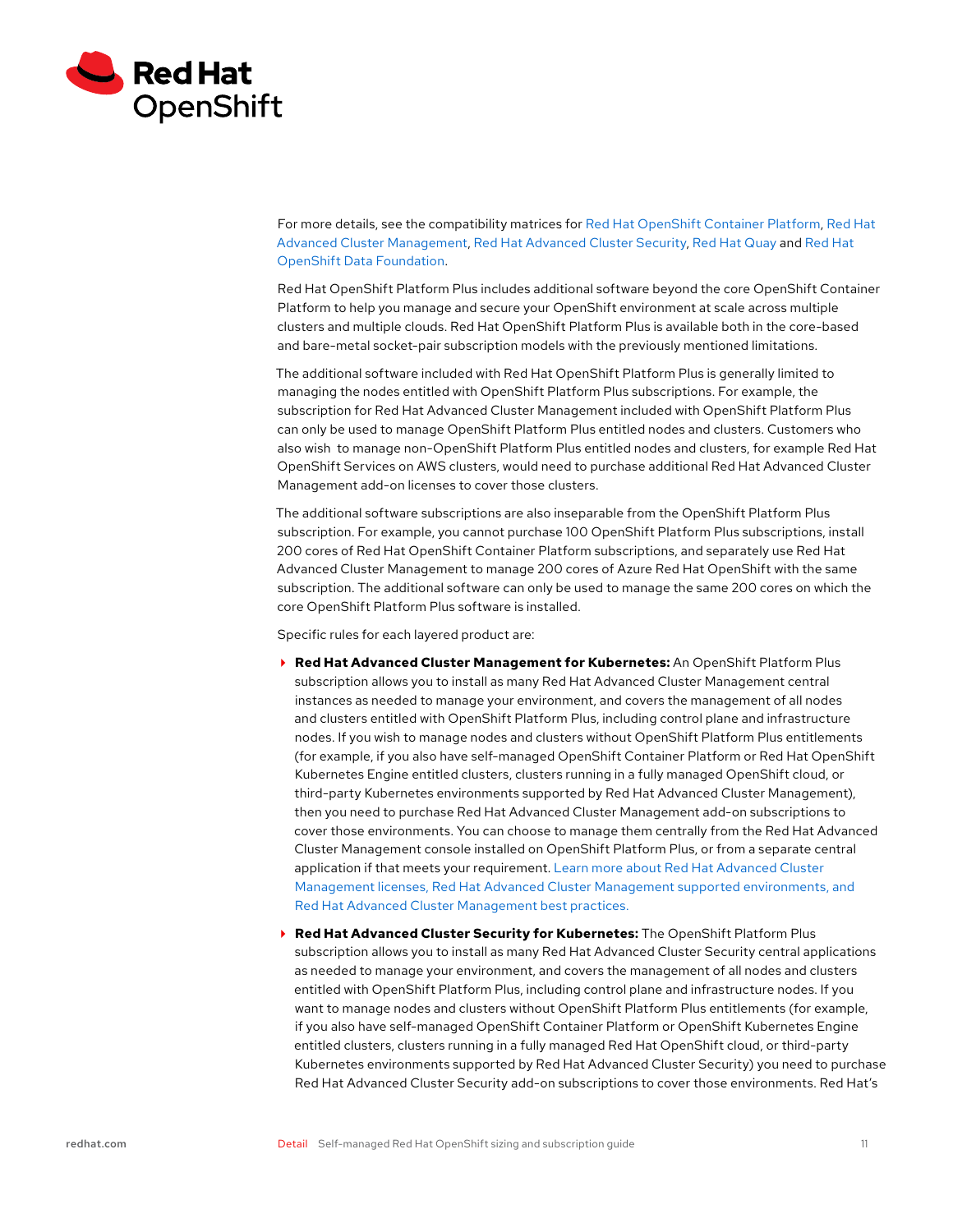For more details, see the compatibility matrices for Red Hat OpenShift Container Platform, Red Hat Advanced Cluster Management, Red Hat Advanced Cluster Security, Red Hat Quay and Red Hat OpenShift Data Foundation.

Red Hat OpenShift Platform Plus includes additional software beyond the core OpenShift Container Platform to help you manage and secure your OpenShift environment at scale across multiple clusters and multiple clouds. Red Hat OpenShift Platform Plus is available both in the core-based and bare-metal socket-pair subscription models with the previously mentioned limitations.

The additional software included with Red Hat OpenShift Platform Plus is generally limited to managing the nodes entitled with OpenShift Platform Plus subscriptions. For example, the subscription for Red Hat Advanced Cluster Management included with OpenShift Platform Plus can only be used to manage OpenShift Platform Plus entitled nodes and clusters. Customers who also wish to manage non-OpenShift Platform Plus entitled nodes and clusters, for example Red Hat OpenShift Services on AWS clusters, would need to purchase additional Red Hat Advanced Cluster Management add-on licenses to cover those clusters.

The additional software subscriptions are also inseparable from the OpenShift Platform Plus subscription. For example, you cannot purchase 100 OpenShift Platform Plus subscriptions, install 200 cores of Red Hat OpenShift Container Platform subscriptions, and separately use Red Hat Advanced Cluster Management to manage 200 cores of Azure Red Hat OpenShift with the same subscription. The additional software can only be used to manage the same 200 cores on which the core OpenShift Platform Plus software is installed.

Specific rules for each layered product are:

- **Red Hat Advanced Cluster Management for Kubernetes:** An OpenShift Platform Plus subscription allows you to install as many Red Hat Advanced Cluster Management central instances as needed to manage your environment, and covers the management of all nodes and clusters entitled with OpenShift Platform Plus, including control plane and infrastructure nodes. If you wish to manage nodes and clusters without OpenShift Platform Plus entitlements (for example, if you also have self-managed OpenShift Container Platform or Red Hat OpenShift Kubernetes Engine entitled clusters, clusters running in a fully managed OpenShift cloud, or third-party Kubernetes environments supported by Red Hat Advanced Cluster Management), then you need to purchase Red Hat Advanced Cluster Management add-on subscriptions to cover those environments. You can choose to manage them centrally from the Red Hat Advanced Cluster Management console installed on OpenShift Platform Plus, or from a separate central application if that meets your requirement. Learn more about Red Hat Advanced Cluster Management licenses, Red Hat Advanced Cluster Management supported environments, and Red Hat Advanced Cluster Management best practices.

- **Red Hat Advanced Cluster Security for Kubernetes:** The OpenShift Platform Plus subscription allows you to install as many Red Hat Advanced Cluster Security central applications as needed to manage your environment, and covers the management of all nodes and clusters entitled with OpenShift Platform Plus, including control plane and infrastructure nodes. If you want to manage nodes and clusters without OpenShift Platform Plus entitlements (for example, if you also have self-managed OpenShift Container Platform or OpenShift Kubernetes Engine entitled clusters, clusters running in a fully managed Red Hat OpenShift cloud, or third-party Kubernetes environments supported by Red Hat Advanced Cluster Security) you need to purchase Red Hat Advanced Cluster Security add-on subscriptions to cover those environments. Red Hat's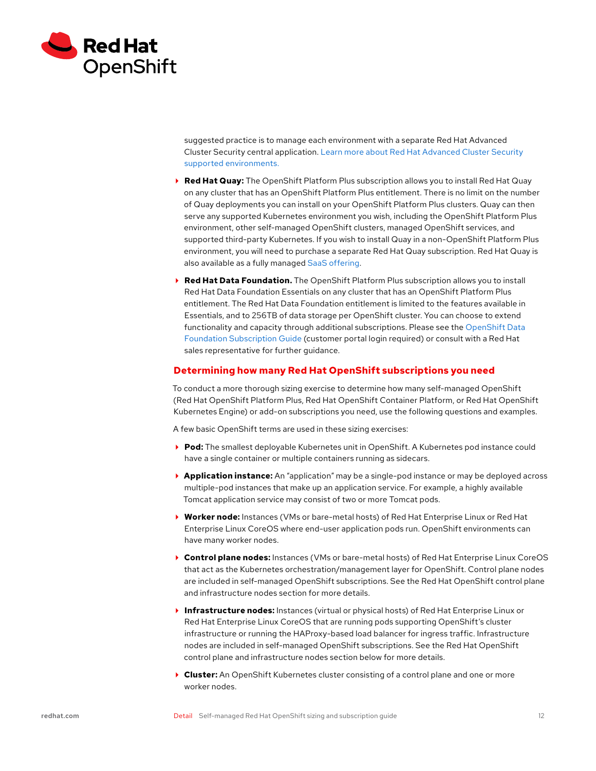suggested practice is to manage each environment with a separate Red Hat Advanced Cluster Security central application. Learn more about Red Hat Advanced Cluster Security supported environments.

- **Red Hat Quay:** The OpenShift Platform Plus subscription allows you to install Red Hat Quay on any cluster that has an OpenShift Platform Plus entitlement. There is no limit on the number of Quay deployments you can install on your OpenShift Platform Plus clusters. Quay can then serve any supported Kubernetes environment you wish, including the OpenShift Platform Plus environment, other self-managed OpenShift clusters, managed OpenShift services, and supported third-party Kubernetes. If you wish to install Quay in a non-OpenShift Platform Plus environment, you will need to purchase a separate Red Hat Quay subscription. Red Hat Quay is also available as a fully managed SaaS offering.

- **Red Hat Data Foundation.** The OpenShift Platform Plus subscription allows you to install Red Hat Data Foundation Essentials on any cluster that has an OpenShift Platform Plus entitlement. The Red Hat Data Foundation entitlement is limited to the features available in Essentials, and to 256TB of data storage per OpenShift cluster. You can choose to extend functionality and capacity through additional subscriptions. Please see the OpenShift Data Foundation Subscription Guide (customer portal login required) or consult with a Red Hat sales representative for further guidance.

## Determining how many Red Hat OpenShift subscriptions you need

To conduct a more thorough sizing exercise to determine how many self-managed OpenShift (Red Hat OpenShift Platform Plus, Red Hat OpenShift Container Platform, or Red Hat OpenShift Kubernetes Engine) or add-on subscriptions you need, use the following questions and examples.

A few basic OpenShift terms are used in these sizing exercises:

- **Pod:** The smallest deployable Kubernetes unit in OpenShift. A Kubernetes pod instance could have a single container or multiple containers running as sidecars.
- **Application instance:** An "application" may be a single-pod instance or may be deployed across multiple-pod instances that make up an application service. For example, a highly available Tomcat application service may consist of two or more Tomcat pods.
- **Worker node:** Instances (VMs or bare-metal hosts) of Red Hat Enterprise Linux or Red Hat Enterprise Linux CoreOS where end-user application pods run. OpenShift environments can have many worker nodes.
- **Control plane nodes:** Instances (VMs or bare-metal hosts) of Red Hat Enterprise Linux CoreOS that act as the Kubernetes orchestration/management layer for OpenShift. Control plane nodes are included in self-managed OpenShift subscriptions. See the Red Hat OpenShift control plane and infrastructure nodes section for more details.
- **Infrastructure nodes:** Instances (virtual or physical hosts) of Red Hat Enterprise Linux or Red Hat Enterprise Linux CoreOS that are running pods supporting OpenShift's cluster infrastructure or running the HAProxy-based load balancer for ingress traffic. Infrastructure nodes are included in self-managed OpenShift subscriptions. See the Red Hat OpenShift control plane and infrastructure nodes section below for more details.
- **Cluster:** An OpenShift Kubernetes cluster consisting of a control plane and one or more worker nodes.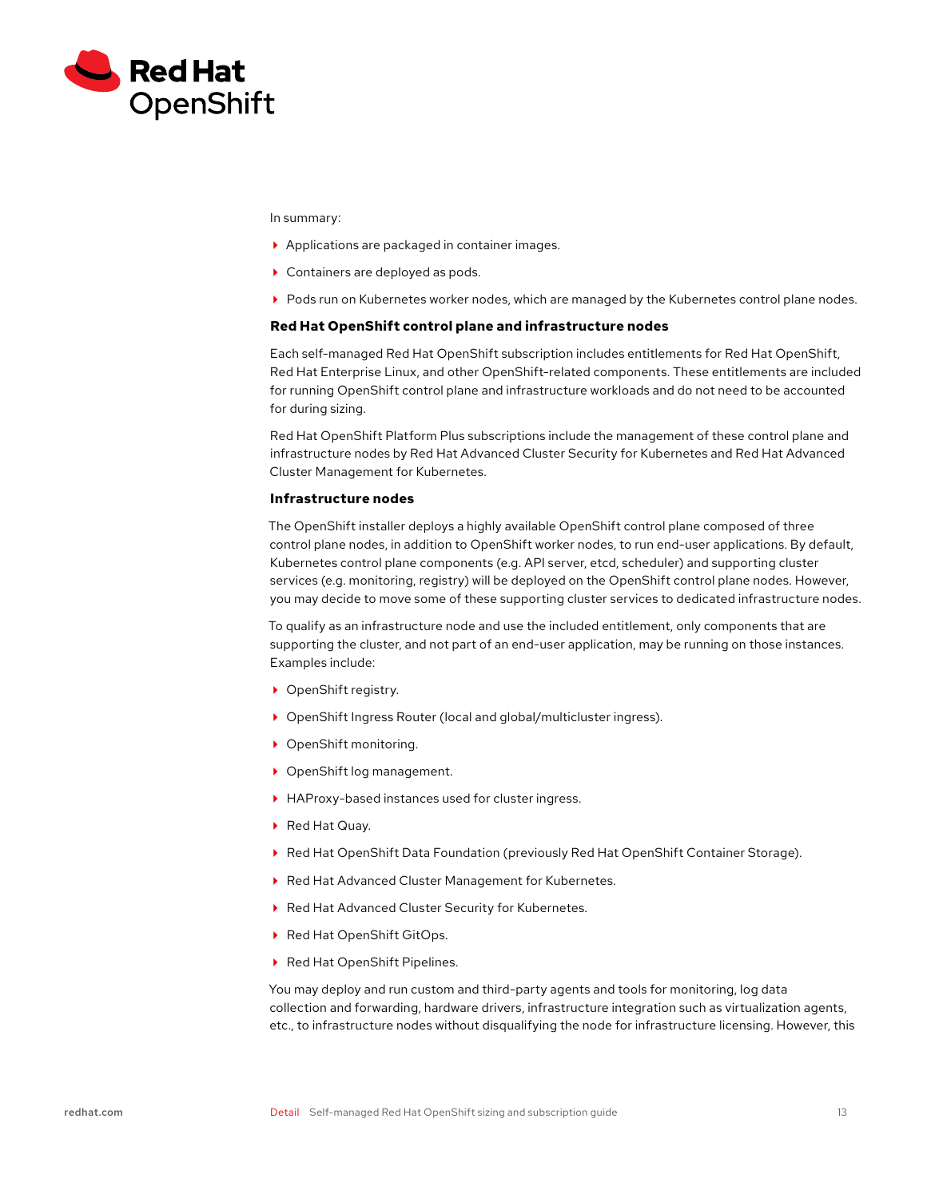In summary:

- Applications are packaged in container images.
- Containers are deployed as pods.
- Pods run on Kubernetes worker nodes, which are managed by the Kubernetes control plane nodes.

### Red Hat OpenShift control plane and infrastructure nodes

Each self-managed Red Hat OpenShift subscription includes entitlements for Red Hat OpenShift, Red Hat Enterprise Linux, and other OpenShift-related components. These entitlements are included for running OpenShift control plane and infrastructure workloads and do not need to be accounted for during sizing.

Red Hat OpenShift Platform Plus subscriptions include the management of these control plane and infrastructure nodes by Red Hat Advanced Cluster Security for Kubernetes and Red Hat Advanced Cluster Management for Kubernetes.

### Infrastructure nodes

The OpenShift installer deploys a highly available OpenShift control plane composed of three control plane nodes, in addition to OpenShift worker nodes, to run end-user applications. By default, Kubernetes control plane components (e.g. API server, etcd, scheduler) and supporting cluster services (e.g. monitoring, registry) will be deployed on the OpenShift control plane nodes. However, you may decide to move some of these supporting cluster services to dedicated infrastructure nodes.

To qualify as an infrastructure node and use the included entitlement, only components that are supporting the cluster, and not part of an end-user application, may be running on those instances. Examples include:

- OpenShift registry.
- OpenShift Ingress Router (local and global/multicluster ingress).
- OpenShift monitoring.
- OpenShift log management.
- HAProxy-based instances used for cluster ingress.
- Red Hat Quay.
- Red Hat OpenShift Data Foundation (previously Red Hat OpenShift Container Storage).
- Red Hat Advanced Cluster Management for Kubernetes.
- Red Hat Advanced Cluster Security for Kubernetes.
- Red Hat OpenShift GitOps.
- Red Hat OpenShift Pipelines.

You may deploy and run custom and third-party agents and tools for monitoring, log data collection and forwarding, hardware drivers, infrastructure integration such as virtualization agents, etc., to infrastructure nodes without disqualifying the node for infrastructure licensing. However, this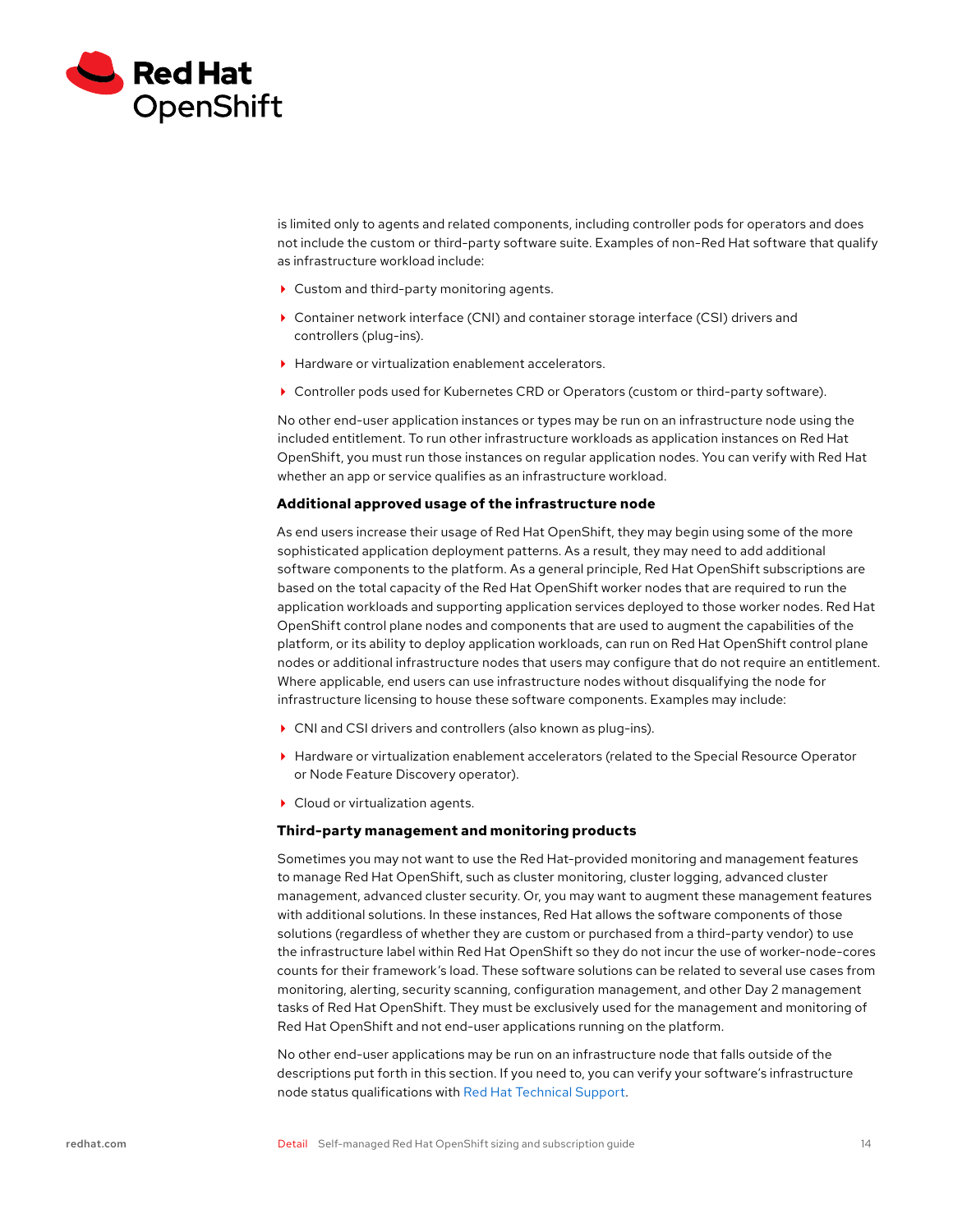is limited only to agents and related components, including controller pods for operators and does not include the custom or third-party software suite. Examples of non-Red Hat software that qualify as infrastructure workload include:

- Custom and third-party monitoring agents.
- Container network interface (CNI) and container storage interface (CSI) drivers and controllers (plug-ins).
- Hardware or virtualization enablement accelerators.
- Controller pods used for Kubernetes CRD or Operators (custom or third-party software).

No other end-user application instances or types may be run on an infrastructure node using the included entitlement. To run other infrastructure workloads as application instances on Red Hat OpenShift, you must run those instances on regular application nodes. You can verify with Red Hat whether an app or service qualifies as an infrastructure workload.

### Additional approved usage of the infrastructure node

As end users increase their usage of Red Hat OpenShift, they may begin using some of the more sophisticated application deployment patterns. As a result, they may need to add additional software components to the platform. As a general principle, Red Hat OpenShift subscriptions are based on the total capacity of the Red Hat OpenShift worker nodes that are required to run the application workloads and supporting application services deployed to those worker nodes. Red Hat OpenShift control plane nodes and components that are used to augment the capabilities of the platform, or its ability to deploy application workloads, can run on Red Hat OpenShift control plane nodes or additional infrastructure nodes that users may configure that do not require an entitlement. Where applicable, end users can use infrastructure nodes without disqualifying the node for infrastructure licensing to house these software components. Examples may include:

- CNI and CSI drivers and controllers (also known as plug-ins).
- Hardware or virtualization enablement accelerators (related to the Special Resource Operator or Node Feature Discovery operator).
- Cloud or virtualization agents.

### Third-party management and monitoring products

Sometimes you may not want to use the Red Hat-provided monitoring and management features to manage Red Hat OpenShift, such as cluster monitoring, cluster logging, advanced cluster management, advanced cluster security. Or, you may want to augment these management features with additional solutions. In these instances, Red Hat allows the software components of those solutions (regardless of whether they are custom or purchased from a third-party vendor) to use the infrastructure label within Red Hat OpenShift so they do not incur the use of worker-node-cores counts for their framework's load. These software solutions can be related to several use cases from monitoring, alerting, security scanning, configuration management, and other Day 2 management tasks of Red Hat OpenShift. They must be exclusively used for the management and monitoring of Red Hat OpenShift and not end-user applications running on the platform.

No other end-user applications may be run on an infrastructure node that falls outside of the descriptions put forth in this section. If you need to, you can verify your software's infrastructure node status qualifications with Red Hat Technical Support.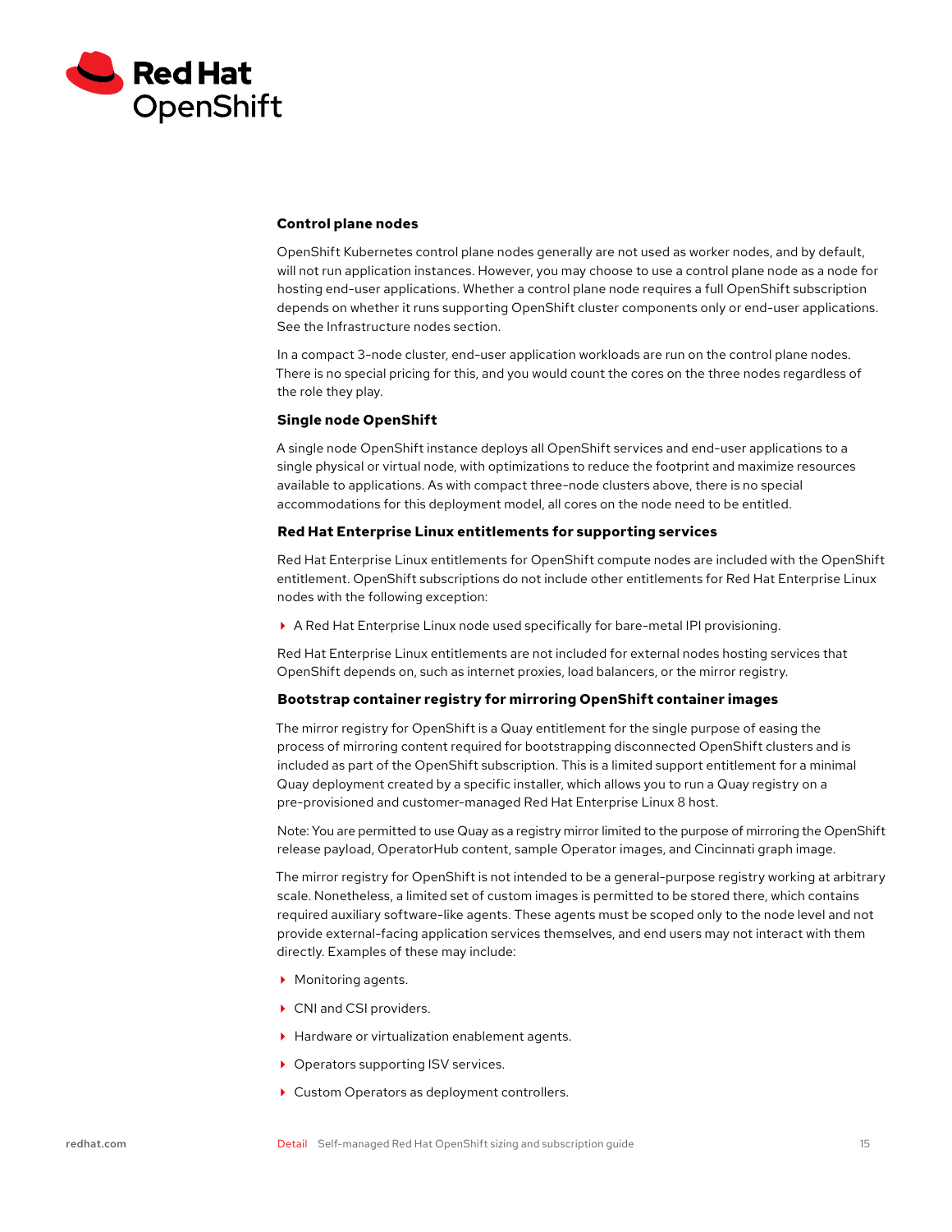### Control plane nodes

OpenShift Kubernetes control plane nodes generally are not used as worker nodes, and by default, will not run application instances. However, you may choose to use a control plane node as a node for hosting end-user applications. Whether a control plane node requires a full OpenShift subscription depends on whether it runs supporting OpenShift cluster components only or end-user applications. See the Infrastructure nodes section.

In a compact 3-node cluster, end-user application workloads are run on the control plane nodes. There is no special pricing for this, and you would count the cores on the three nodes regardless of the role they play.

### Single node OpenShift

A single node OpenShift instance deploys all OpenShift services and end-user applications to a single physical or virtual node, with optimizations to reduce the footprint and maximize resources available to applications. As with compact three-node clusters above, there is no special accommodations for this deployment model, all cores on the node need to be entitled.

### Red Hat Enterprise Linux entitlements for supporting services

Red Hat Enterprise Linux entitlements for OpenShift compute nodes are included with the OpenShift entitlement. OpenShift subscriptions do not include other entitlements for Red Hat Enterprise Linux nodes with the following exception:

- A Red Hat Enterprise Linux node used specifically for bare-metal IPI provisioning.

Red Hat Enterprise Linux entitlements are not included for external nodes hosting services that OpenShift depends on, such as internet proxies, load balancers, or the mirror registry.

### Bootstrap container registry for mirroring OpenShift container images

The mirror registry for OpenShift is a Quay entitlement for the single purpose of easing the process of mirroring content required for bootstrapping disconnected OpenShift clusters and is included as part of the OpenShift subscription. This is a limited support entitlement for a minimal Quay deployment created by a specific installer, which allows you to run a Quay registry on a pre-provisioned and customer-managed Red Hat Enterprise Linux 8 host.

Note: You are permitted to use Quay as a registry mirror limited to the purpose of mirroring the OpenShift release payload, OperatorHub content, sample Operator images, and Cincinnati graph image.

The mirror registry for OpenShift is not intended to be a general-purpose registry working at arbitrary scale. Nonetheless, a limited set of custom images is permitted to be stored there, which contains required auxiliary software-like agents. These agents must be scoped only to the node level and not provide external-facing application services themselves, and end users may not interact with them directly. Examples of these may include:

- Monitoring agents.
- CNI and CSI providers.
- Hardware or virtualization enablement agents.
- Operators supporting ISV services.
- Custom Operators as deployment controllers.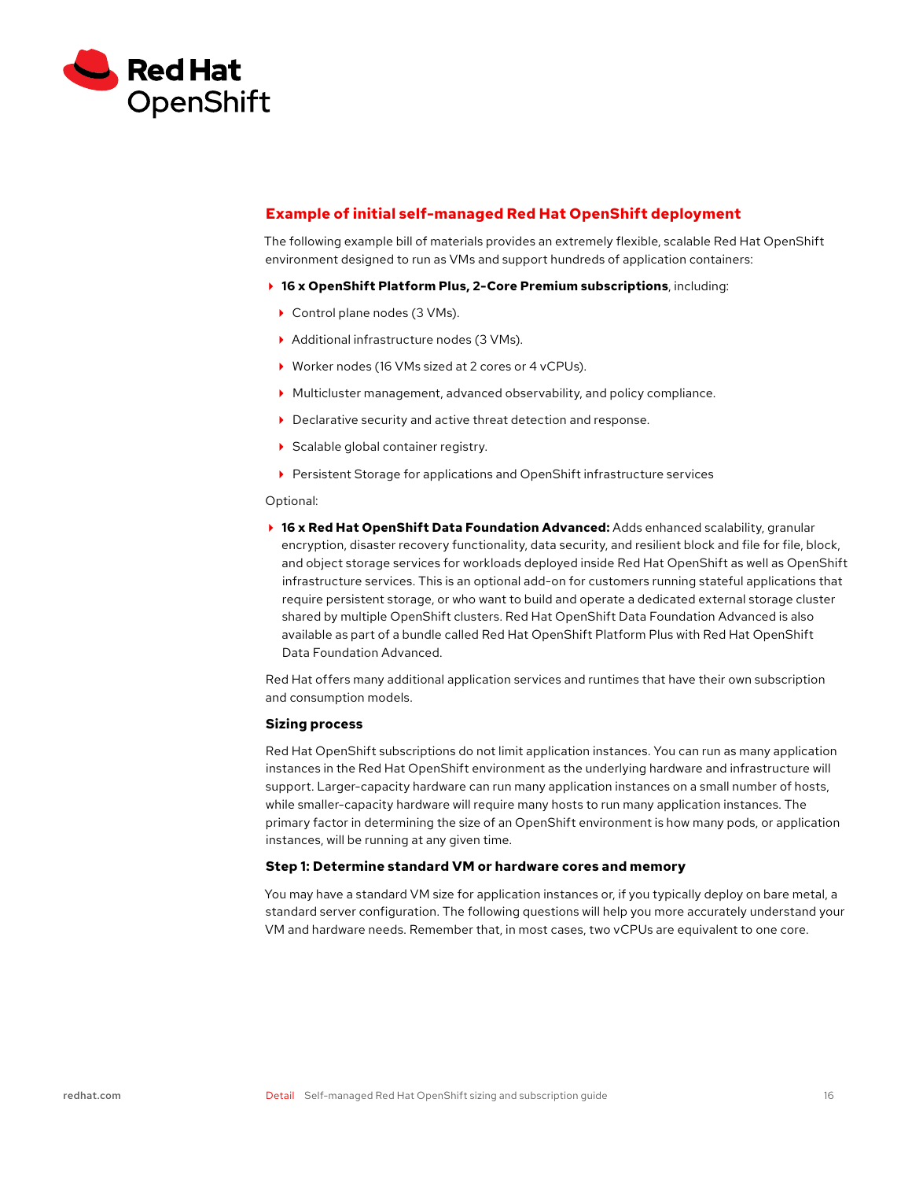## Example of initial self-managed Red Hat OpenShift deployment

The following example bill of materials provides an extremely flexible, scalable Red Hat OpenShift environment designed to run as VMs and support hundreds of application containers:

- **16 x OpenShift Platform Plus, 2-Core Premium subscriptions**, including:
  - Control plane nodes (3 VMs).
  - Additional infrastructure nodes (3 VMs).
  - Worker nodes (16 VMs sized at 2 cores or 4 vCPUs).
  - Multicluster management, advanced observability, and policy compliance.
  - Declarative security and active threat detection and response.
  - Scalable global container registry.
  - Persistent Storage for applications and OpenShift infrastructure services

Optional:

- **16 x Red Hat OpenShift Data Foundation Advanced:** Adds enhanced scalability, granular encryption, disaster recovery functionality, data security, and resilient block and file for file, block, and object storage services for workloads deployed inside Red Hat OpenShift as well as OpenShift infrastructure services. This is an optional add-on for customers running stateful applications that require persistent storage, or who want to build and operate a dedicated external storage cluster shared by multiple OpenShift clusters. Red Hat OpenShift Data Foundation Advanced is also available as part of a bundle called Red Hat OpenShift Platform Plus with Red Hat OpenShift Data Foundation Advanced.

Red Hat offers many additional application services and runtimes that have their own subscription and consumption models.

### Sizing process

Red Hat OpenShift subscriptions do not limit application instances. You can run as many application instances in the Red Hat OpenShift environment as the underlying hardware and infrastructure will support. Larger-capacity hardware can run many application instances on a small number of hosts, while smaller-capacity hardware will require many hosts to run many application instances. The primary factor in determining the size of an OpenShift environment is how many pods, or application instances, will be running at any given time.

### Step 1: Determine standard VM or hardware cores and memory

You may have a standard VM size for application instances or, if you typically deploy on bare metal, a standard server configuration. The following questions will help you more accurately understand your VM and hardware needs. Remember that, in most cases, two vCPUs are equivalent to one core.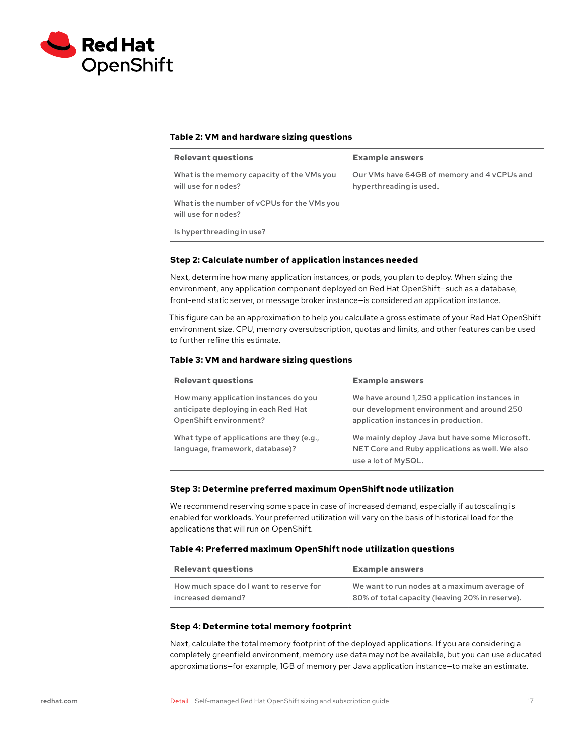**Table 2: VM and hardware sizing questions**

| Relevant questions | Example answers |
| --- | --- |
| What is the memory capacity of the VMs you will use for nodes? | Our VMs have 64GB of memory and 4 vCPUs and hyperthreading is used. |
| What is the number of vCPUs for the VMs you will use for nodes? | |
| Is hyperthreading in use? | |

### Step 2: Calculate number of application instances needed

Next, determine how many application instances, or pods, you plan to deploy. When sizing the environment, any application component deployed on Red Hat OpenShift—such as a database, front-end static server, or message broker instance—is considered an application instance.

This figure can be an approximation to help you calculate a gross estimate of your Red Hat OpenShift environment size. CPU, memory oversubscription, quotas and limits, and other features can be used to further refine this estimate.

**Table 3: VM and hardware sizing questions**

| Relevant questions | Example answers |
| --- | --- |
| How many application instances do you anticipate deploying in each Red Hat OpenShift environment? | We have around 1,250 application instances in our development environment and around 250 application instances in production. |
| What type of applications are they (e.g., language, framework, database)? | We mainly deploy Java but have some Microsoft. NET Core and Ruby applications as well. We also use a lot of MySQL. |

### Step 3: Determine preferred maximum OpenShift node utilization

We recommend reserving some space in case of increased demand, especially if autoscaling is enabled for workloads. Your preferred utilization will vary on the basis of historical load for the applications that will run on OpenShift.

**Table 4: Preferred maximum OpenShift node utilization questions**

| Relevant questions | Example answers |
| --- | --- |
| How much space do I want to reserve for increased demand? | We want to run nodes at a maximum average of 80% of total capacity (leaving 20% in reserve). |

### Step 4: Determine total memory footprint

Next, calculate the total memory footprint of the deployed applications. If you are considering a completely greenfield environment, memory use data may not be available, but you can use educated approximations—for example, 1GB of memory per Java application instance—to make an estimate.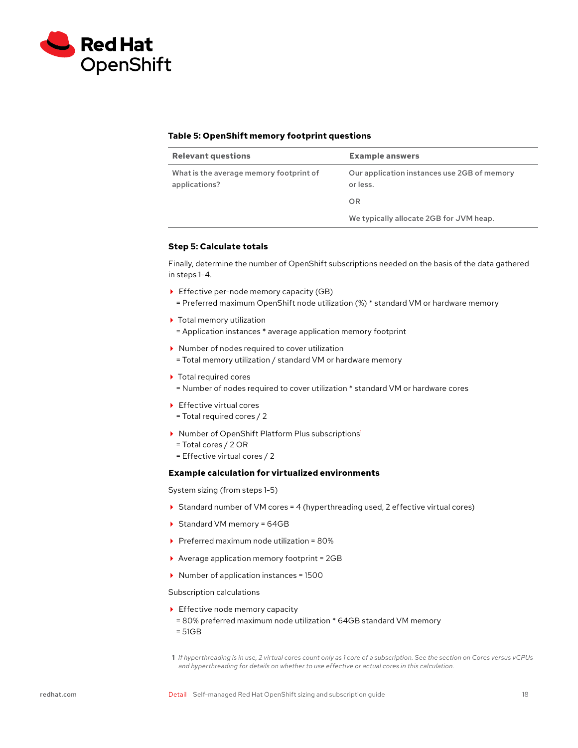**Table 5: OpenShift memory footprint questions**

| Relevant questions | Example answers |
|---|---|
| What is the average memory footprint of applications? | Our application instances use 2GB of memory or less.<br>OR<br>We typically allocate 2GB for JVM heap. |

### Step 5: Calculate totals

Finally, determine the number of OpenShift subscriptions needed on the basis of the data gathered in steps 1-4.

- Effective per-node memory capacity (GB)
  = Preferred maximum OpenShift node utilization (%) * standard VM or hardware memory
- Total memory utilization
  = Application instances * average application memory footprint
- Number of nodes required to cover utilization
  = Total memory utilization / standard VM or hardware memory
- Total required cores
  = Number of nodes required to cover utilization * standard VM or hardware cores
- Effective virtual cores
  = Total required cores / 2
- Number of OpenShift Platform Plus subscriptions[1]
  = Total cores / 2 OR
  = Effective virtual cores / 2

### Example calculation for virtualized environments

System sizing (from steps 1-5)

- Standard number of VM cores = 4 (hyperthreading used, 2 effective virtual cores)
- Standard VM memory = 64GB
- Preferred maximum node utilization = 80%
- Average application memory footprint = 2GB
- Number of application instances = 1500

Subscription calculations

- Effective node memory capacity
  = 80% preferred maximum node utilization * 64GB standard VM memory
  = 51GB

1 *If hyperthreading is in use, 2 virtual cores count only as 1 core of a subscription. See the section on Cores versus vCPUs and hyperthreading for details on whether to use effective or actual cores in this calculation.*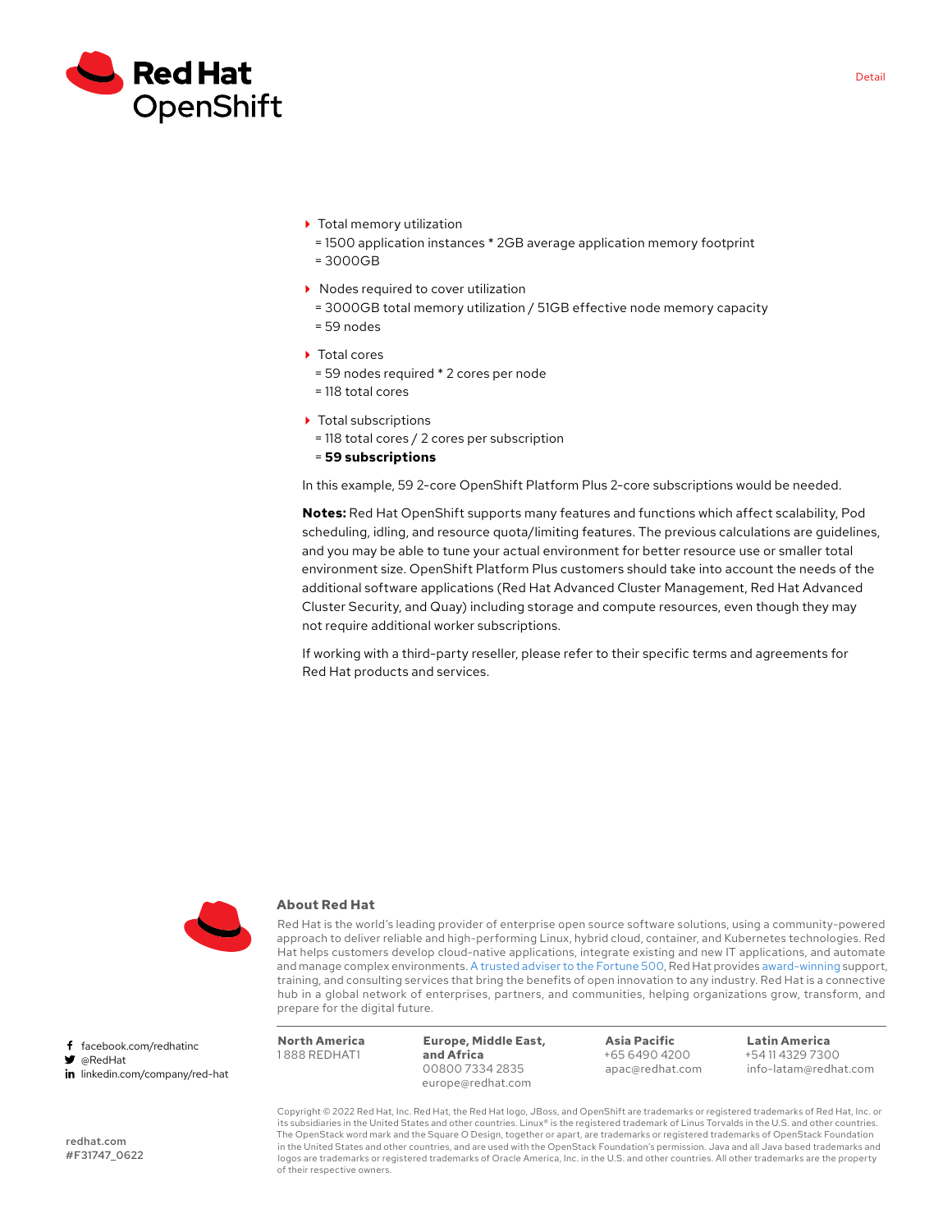- Total memory utilization
  = 1500 application instances * 2GB average application memory footprint
  = 3000GB
- Nodes required to cover utilization
  = 3000GB total memory utilization / 51GB effective node memory capacity
  = 59 nodes
- Total cores
  = 59 nodes required * 2 cores per node
  = 118 total cores
- Total subscriptions
  = 118 total cores / 2 cores per subscription
  = **59 subscriptions**

In this example, 59 2-core OpenShift Platform Plus 2-core subscriptions would be needed.

**Notes:** Red Hat OpenShift supports many features and functions which affect scalability, Pod scheduling, idling, and resource quota/limiting features. The previous calculations are guidelines, and you may be able to tune your actual environment for better resource use or smaller total environment size. OpenShift Platform Plus customers should take into account the needs of the additional software applications (Red Hat Advanced Cluster Management, Red Hat Advanced Cluster Security, and Quay) including storage and compute resources, even though they may not require additional worker subscriptions.

If working with a third-party reseller, please refer to their specific terms and agreements for Red Hat products and services.

## About Red Hat

Red Hat is the world's leading provider of enterprise open source software solutions, using a community-powered approach to deliver reliable and high-performing Linux, hybrid cloud, container, and Kubernetes technologies. Red Hat helps customers develop cloud-native applications, integrate existing and new IT applications, and automate and manage complex environments. A trusted adviser to the Fortune 500, Red Hat provides award-winning support, training, and consulting services that bring the benefits of open innovation to any industry. Red Hat is a connective hub in a global network of enterprises, partners, and communities, helping organizations grow, transform, and prepare for the digital future.

facebook.com/redhatinc
@RedHat
linkedin.com/company/red-hat

**North America**
1 888 REDHAT1

**Europe, Middle East, and Africa**
00800 7334 2835
europe@redhat.com

**Asia Pacific**
+65 6490 4200
apac@redhat.com

**Latin America**
+54 11 4329 7300
info-latam@redhat.com

redhat.com
#F31747_0622

Copyright © 2022 Red Hat, Inc. Red Hat, the Red Hat logo, JBoss, and OpenShift are trademarks or registered trademarks of Red Hat, Inc. or its subsidiaries in the United States and other countries. Linux® is the registered trademark of Linus Torvalds in the U.S. and other countries. The OpenStack word mark and the Square O Design, together or apart, are trademarks or registered trademarks of OpenStack Foundation in the United States and other countries, and are used with the OpenStack Foundation's permission. Java and all Java based trademarks and logos are trademarks or registered trademarks of Oracle America, Inc. in the U.S. and other countries. All other trademarks are the property of their respective owners.